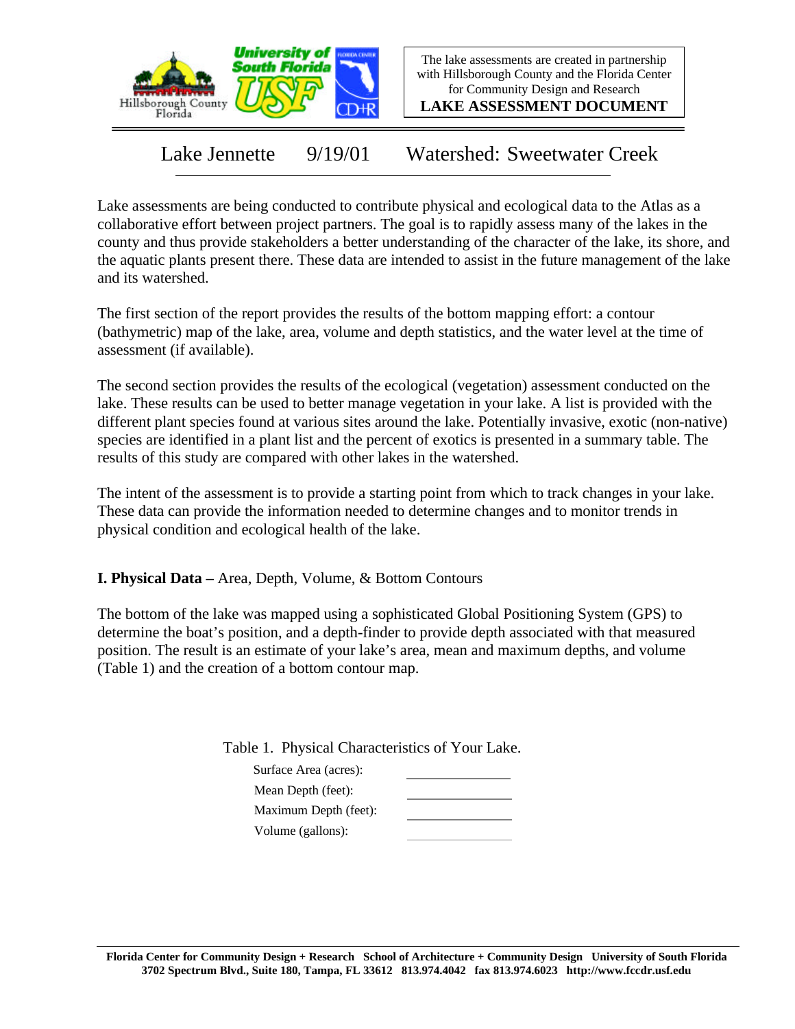The lake assessments are created in partnership with Hillsborough County and the Florida Center for Community Design and Research

**LAKE ASSESSMENT DOCUMENT**

## Lake Jennette 9/19/01 Watershed: Sweetwater Creek

Lake assessments are being conducted to contribute physical and ecological data to the Atlas as a collaborative effort between project partners. The goal is to rapidly assess many of the lakes in the county and thus provide stakeholders a better understanding of the character of the lake, its shore, and the aquatic plants present there. These data are intended to assist in the future management of the lake and its watershed.

The first section of the report provides the results of the bottom mapping effort: a contour (bathymetric) map of the lake, area, volume and depth statistics, and the water level at the time of assessment (if available).

The second section provides the results of the ecological (vegetation) assessment conducted on the lake. These results can be used to better manage vegetation in your lake. A list is provided with the different plant species found at various sites around the lake. Potentially invasive, exotic (non-native) species are identified in a plant list and the percent of exotics is presented in a summary table. The results of this study are compared with other lakes in the watershed.

The intent of the assessment is to provide a starting point from which to track changes in your lake. These data can provide the information needed to determine changes and to monitor trends in physical condition and ecological health of the lake.

**I. Physical Data –** Area, Depth, Volume, & Bottom Contours

The bottom of the lake was mapped using a sophisticated Global Positioning System (GPS) to determine the boat's position, and a depth-finder to provide depth associated with that measured position. The result is an estimate of your lake's area, mean and maximum depths, and volume (Table 1) and the creation of a bottom contour map.

Table 1. Physical Characteristics of Your Lake.

| | |
|---|---|
| Surface Area (acres): | |
| Mean Depth (feet): | |
| Maximum Depth (feet): | |
| Volume (gallons): | |

**Florida Center for Community Design + Research School of Architecture + Community Design University of South Florida**
**3702 Spectrum Blvd., Suite 180, Tampa, FL 33612 813.974.4042 fax 813.974.6023 http://www.fccdr.usf.edu**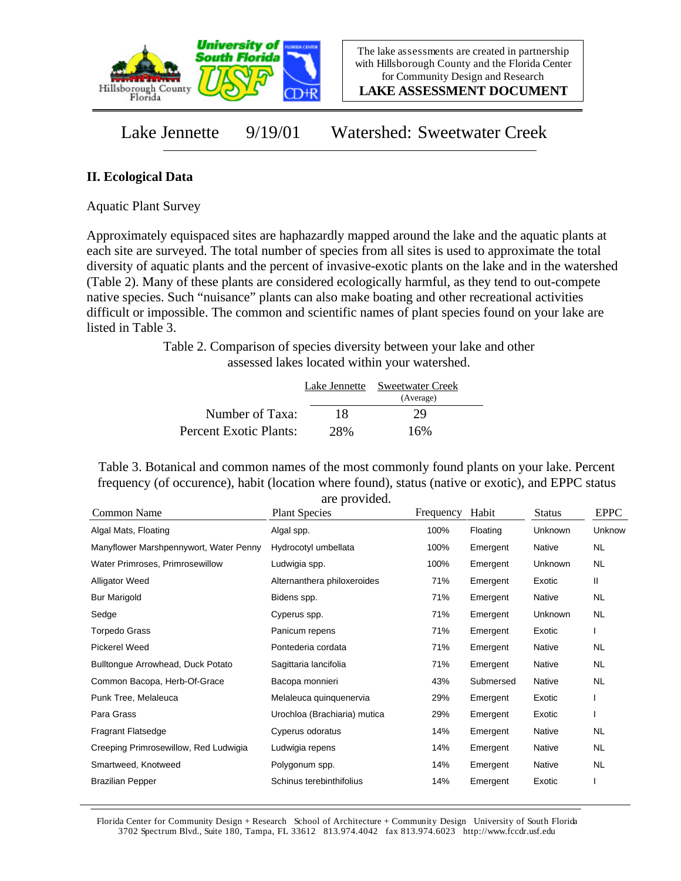The lake assessments are created in partnership with Hillsborough County and the Florida Center for Community Design and Research

**LAKE ASSESSMENT DOCUMENT**

Lake Jennette 9/19/01 Watershed: Sweetwater Creek

## II. Ecological Data

Aquatic Plant Survey

Approximately equispaced sites are haphazardly mapped around the lake and the aquatic plants at each site are surveyed. The total number of species from all sites is used to approximate the total diversity of aquatic plants and the percent of invasive-exotic plants on the lake and in the watershed (Table 2). Many of these plants are considered ecologically harmful, as they tend to out-compete native species. Such "nuisance" plants can also make boating and other recreational activities difficult or impossible. The common and scientific names of plant species found on your lake are listed in Table 3.

Table 2. Comparison of species diversity between your lake and other assessed lakes located within your watershed.

| | Lake Jennette | Sweetwater Creek (Average) |
|---|---|---|
| Number of Taxa: | 18 | 29 |
| Percent Exotic Plants: | 28% | 16% |

Table 3. Botanical and common names of the most commonly found plants on your lake. Percent frequency (of occurence), habit (location where found), status (native or exotic), and EPPC status are provided.

| Common Name | Plant Species | Frequency | Habit | Status | EPPC |
|---|---|---|---|---|---|
| Algal Mats, Floating | Algal spp. | 100% | Floating | Unknown | Unknow |
| Manyflower Marshpennywort, Water Penny | Hydrocotyl umbellata | 100% | Emergent | Native | NL |
| Water Primroses, Primrosewillow | Ludwigia spp. | 100% | Emergent | Unknown | NL |
| Alligator Weed | Alternanthera philoxeroides | 71% | Emergent | Exotic | II |
| Bur Marigold | Bidens spp. | 71% | Emergent | Native | NL |
| Sedge | Cyperus spp. | 71% | Emergent | Unknown | NL |
| Torpedo Grass | Panicum repens | 71% | Emergent | Exotic | I |
| Pickerel Weed | Pontederia cordata | 71% | Emergent | Native | NL |
| Bulltongue Arrowhead, Duck Potato | Sagittaria lancifolia | 71% | Emergent | Native | NL |
| Common Bacopa, Herb-Of-Grace | Bacopa monnieri | 43% | Submersed | Native | NL |
| Punk Tree, Melaleuca | Melaleuca quinquenervia | 29% | Emergent | Exotic | I |
| Para Grass | Urochloa (Brachiaria) mutica | 29% | Emergent | Exotic | I |
| Fragrant Flatsedge | Cyperus odoratus | 14% | Emergent | Native | NL |
| Creeping Primrosewillow, Red Ludwigia | Ludwigia repens | 14% | Emergent | Native | NL |
| Smartweed, Knotweed | Polygonum spp. | 14% | Emergent | Native | NL |
| Brazilian Pepper | Schinus terebinthifolius | 14% | Emergent | Exotic | I |

Florida Center for Community Design + Research School of Architecture + Community Design University of South Florida 3702 Spectrum Blvd., Suite 180, Tampa, FL 33612 813.974.4042 fax 813.974.6023 http://www.fccdr.usf.edu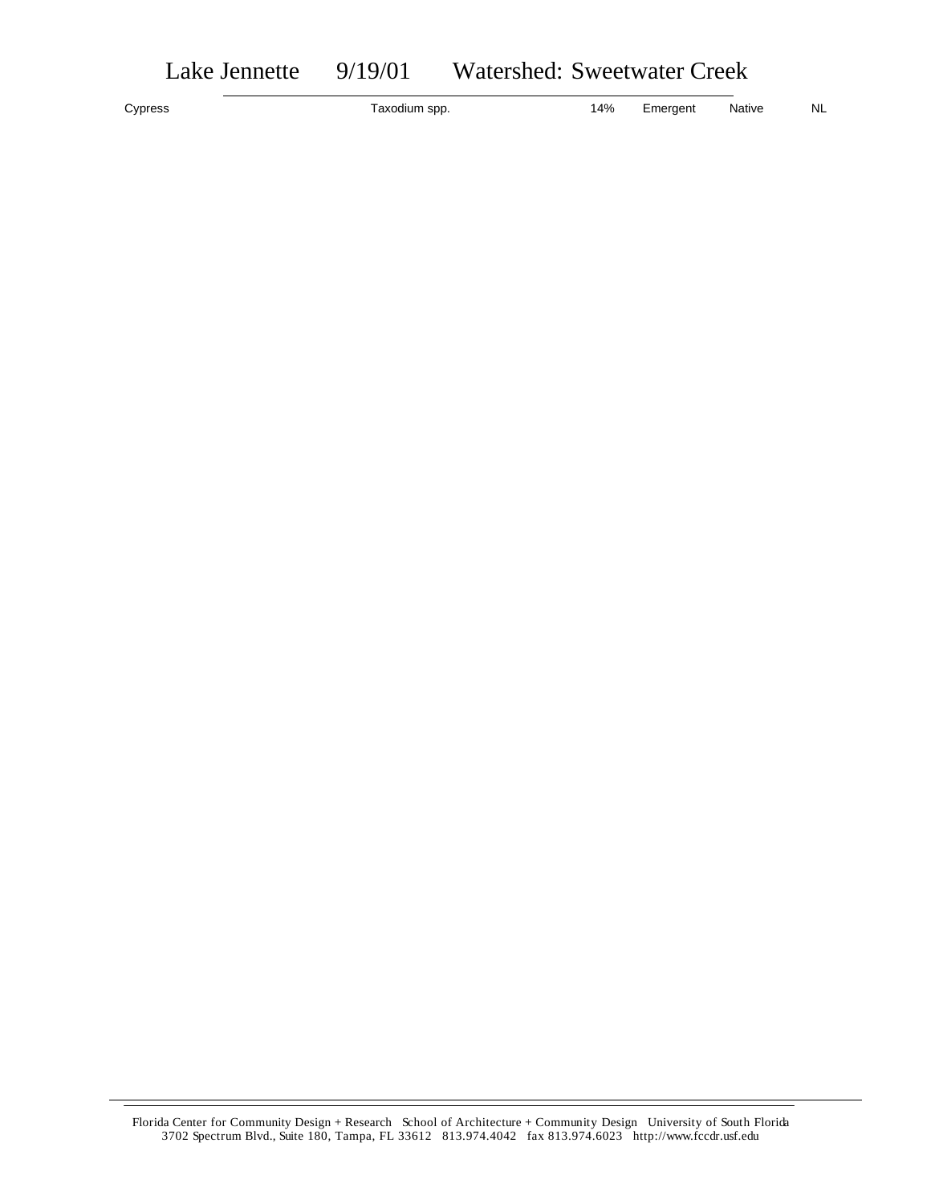| Cypress | Taxodium spp. | 14% | Emergent | Native | NL |
|---|---|---|---|---|---|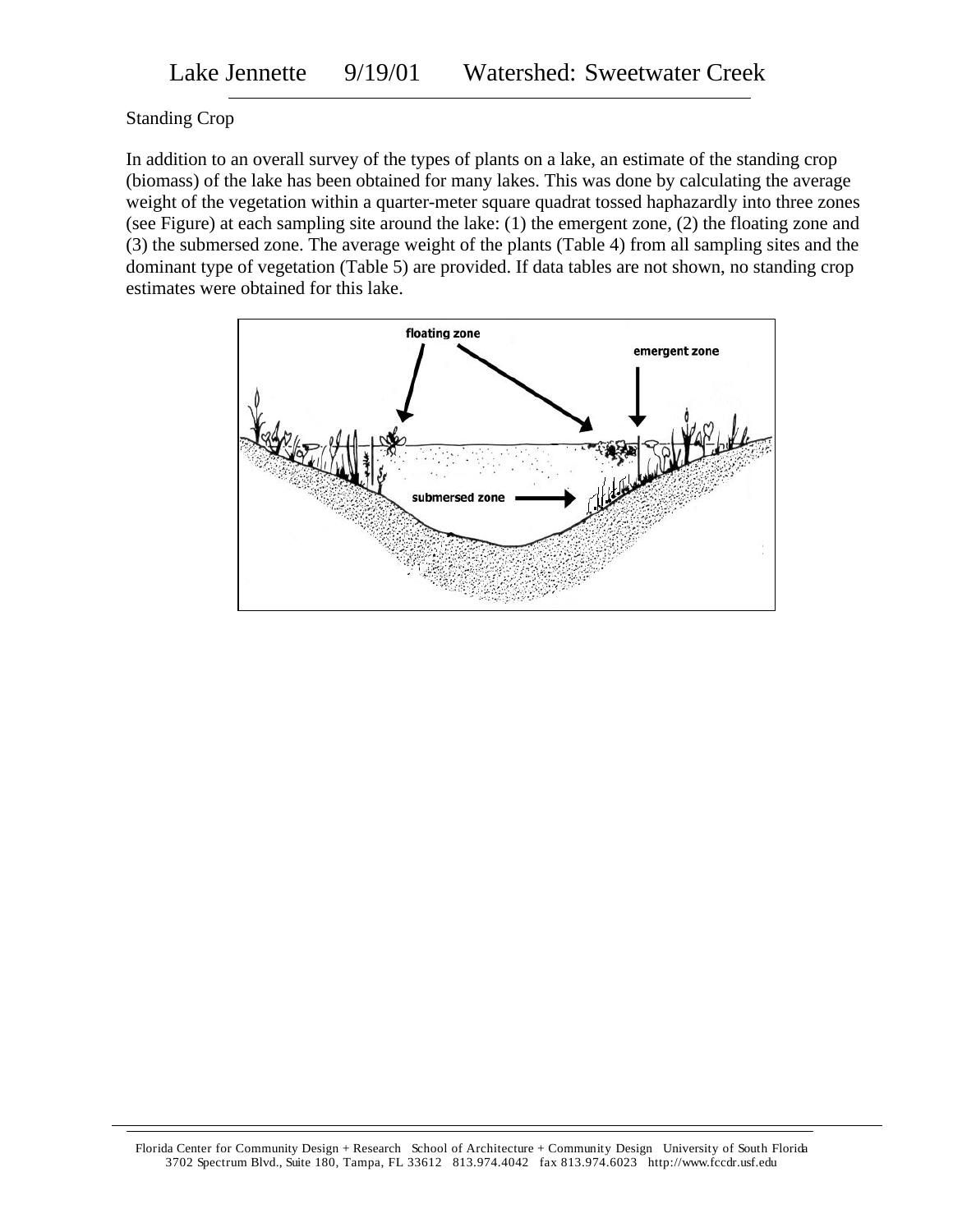Standing Crop

In addition to an overall survey of the types of plants on a lake, an estimate of the standing crop (biomass) of the lake has been obtained for many lakes. This was done by calculating the average weight of the vegetation within a quarter-meter square quadrat tossed haphazardly into three zones (see Figure) at each sampling site around the lake: (1) the emergent zone, (2) the floating zone and (3) the submersed zone. The average weight of the plants (Table 4) from all sampling sites and the dominant type of vegetation (Table 5) are provided. If data tables are not shown, no standing crop estimates were obtained for this lake.

floating zone

emergent zone

submersed zone